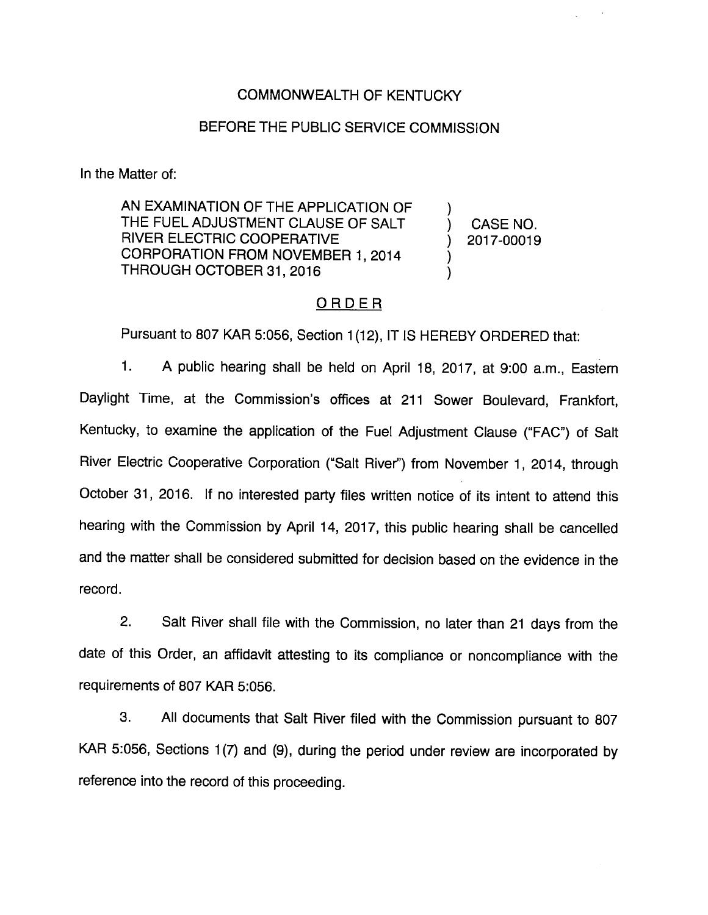COMMONWEALTH OF KENTUCKY

BEFORE THE PUBLIC SERVICE COMMISSION

In the Matter of:

| | | |
|---|---|---|
| AN EXAMINATION OF THE APPLICATION OF THE FUEL ADJUSTMENT CLAUSE OF SALT RIVER ELECTRIC COOPERATIVE CORPORATION FROM NOVEMBER 1, 2014 THROUGH OCTOBER 31, 2016 | ) ) ) ) ) | CASE NO. 2017-00019 |

## ORDER

Pursuant to 807 KAR 5:056, Section 1(12), IT IS HEREBY ORDERED that:

1. A public hearing shall be held on April 18, 2017, at 9:00 a.m., Eastern Daylight Time, at the Commission's offices at 211 Sower Boulevard, Frankfort, Kentucky, to examine the application of the Fuel Adjustment Clause ("FAC") of Salt River Electric Cooperative Corporation ("Salt River") from November 1, 2014, through October 31, 2016. If no interested party files written notice of its intent to attend this hearing with the Commission by April 14, 2017, this public hearing shall be cancelled and the matter shall be considered submitted for decision based on the evidence in the record.

2. Salt River shall file with the Commission, no later than 21 days from the date of this Order, an affidavit attesting to its compliance or noncompliance with the requirements of 807 KAR 5:056.

3. All documents that Salt River filed with the Commission pursuant to 807 KAR 5:056, Sections 1(7) and (9), during the period under review are incorporated by reference into the record of this proceeding.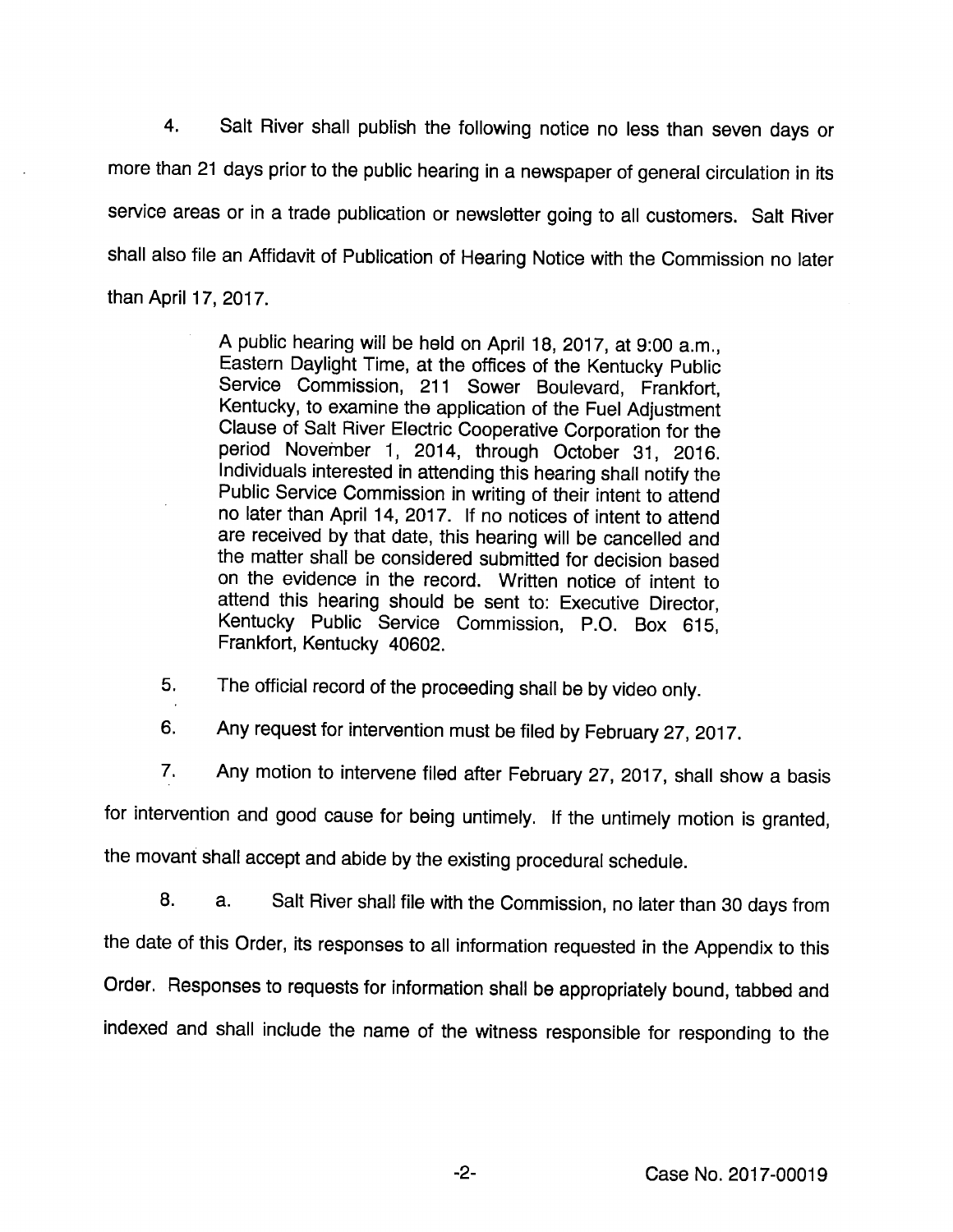4. Salt River shall publish the following notice no less than seven days or more than 21 days prior to the public hearing in a newspaper of general circulation in its service areas or in a trade publication or newsletter going to all customers. Salt River shall also file an Affidavit of Publication of Hearing Notice with the Commission no later than April 17, 2017.

> A public hearing will be held on April 18, 2017, at 9:00 a.m., Eastern Daylight Time, at the offices of the Kentucky Public Service Commission, 211 Sower Boulevard, Frankfort, Kentucky, to examine the application of the Fuel Adjustment Clause of Salt River Electric Cooperative Corporation for the period November 1, 2014, through October 31, 2016. Individuals interested in attending this hearing shall notify the Public Service Commission in writing of their intent to attend no later than April 14, 2017. If no notices of intent to attend are received by that date, this hearing will be cancelled and the matter shall be considered submitted for decision based on the evidence in the record. Written notice of intent to attend this hearing should be sent to: Executive Director, Kentucky Public Service Commission, P.O. Box 615, Frankfort, Kentucky 40602.

5. The official record of the proceeding shall be by video only.

6. Any request for intervention must be filed by February 27, 2017.

7. Any motion to intervene filed after February 27, 2017, shall show a basis for intervention and good cause for being untimely. If the untimely motion is granted, the movant shall accept and abide by the existing procedural schedule.

8. a. Salt River shall file with the Commission, no later than 30 days from the date of this Order, its responses to all information requested in the Appendix to this Order. Responses to requests for information shall be appropriately bound, tabbed and indexed and shall include the name of the witness responsible for responding to the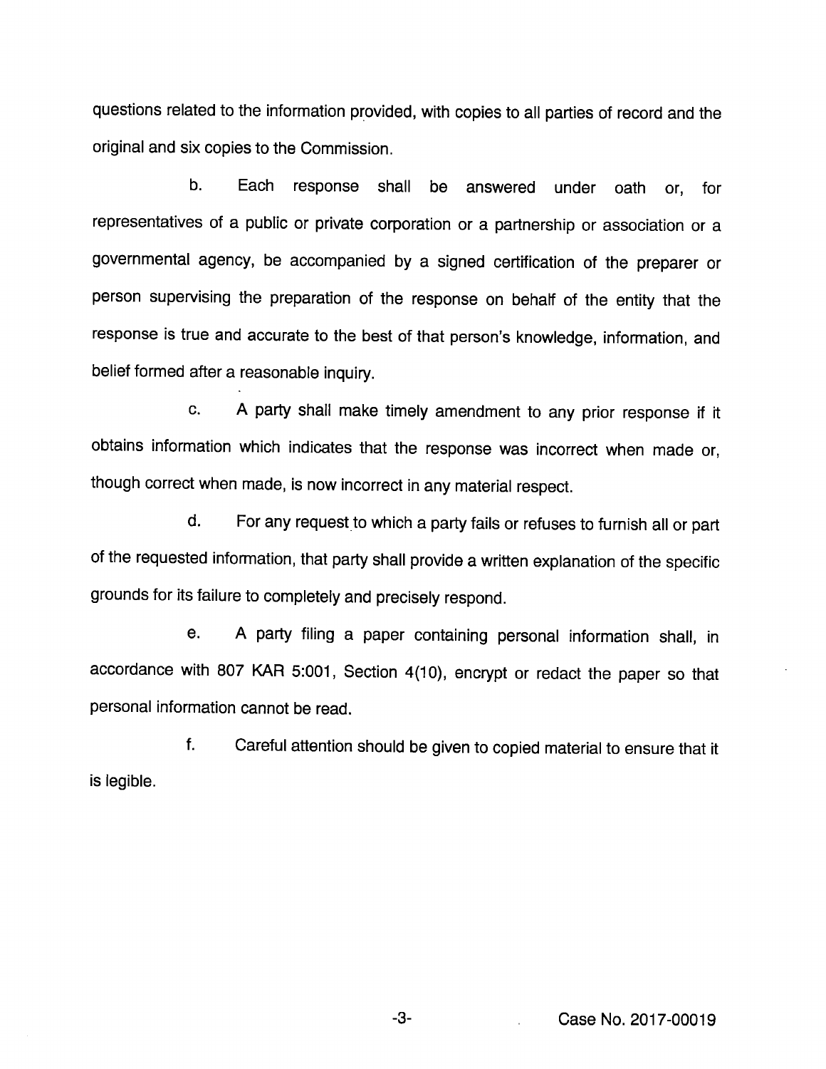questions related to the information provided, with copies to all parties of record and the original and six copies to the Commission.

b. Each response shall be answered under oath or, for representatives of a public or private corporation or a partnership or association or a governmental agency, be accompanied by a signed certification of the preparer or person supervising the preparation of the response on behalf of the entity that the response is true and accurate to the best of that person's knowledge, information, and belief formed after a reasonable inquiry.

c. A party shall make timely amendment to any prior response if it obtains information which indicates that the response was incorrect when made or, though correct when made, is now incorrect in any material respect.

d. For any request to which a party fails or refuses to furnish all or part of the requested information, that party shall provide a written explanation of the specific grounds for its failure to completely and precisely respond.

e. A party filing a paper containing personal information shall, in accordance with 807 KAR 5:001, Section 4(10), encrypt or redact the paper so that personal information cannot be read.

f. Careful attention should be given to copied material to ensure that it is legible.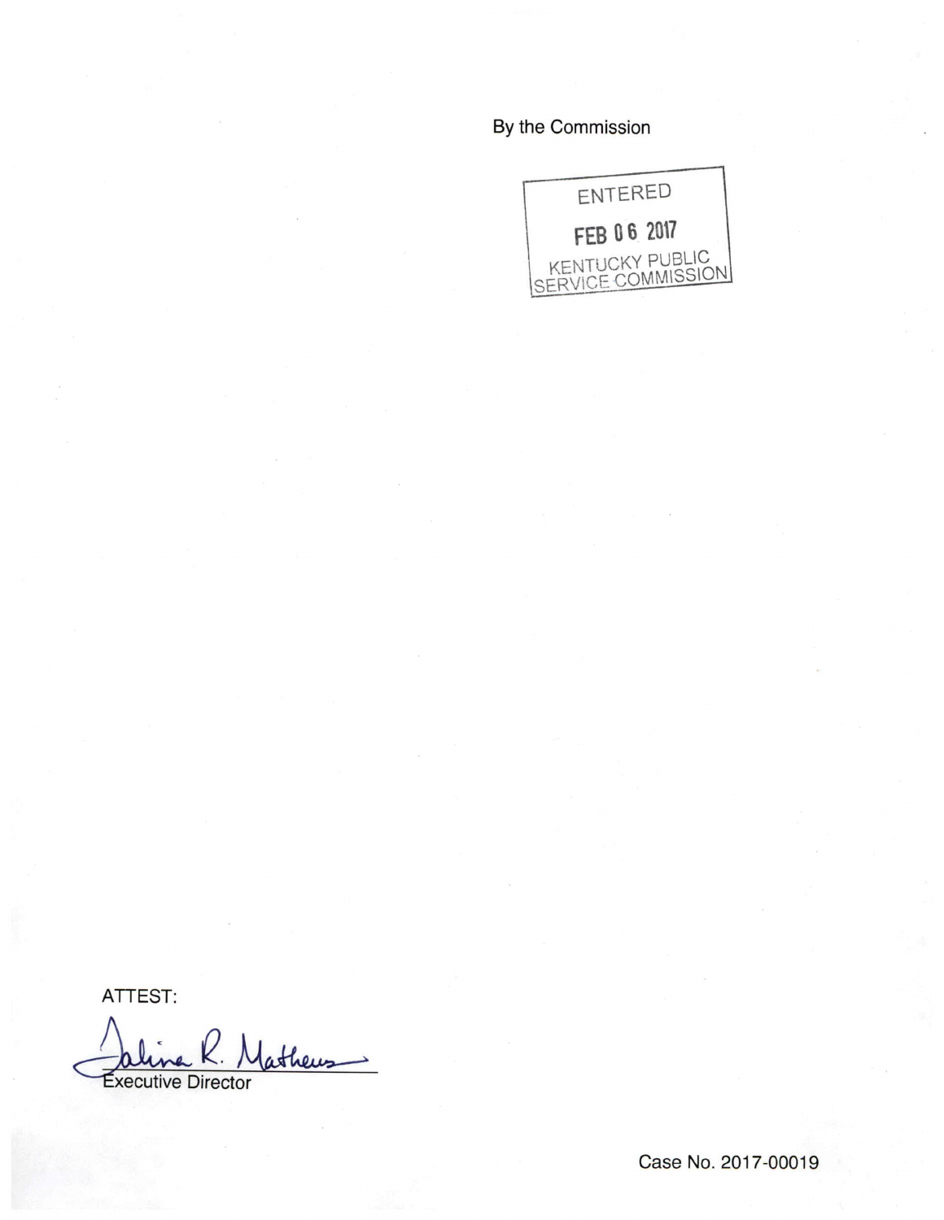By the Commission

ENTERED

FEB 06 2017

KENTUCKY PUBLIC SERVICE COMMISSION

ATTEST:

Talina R. Mathews

Executive Director

Case No. 2017-00019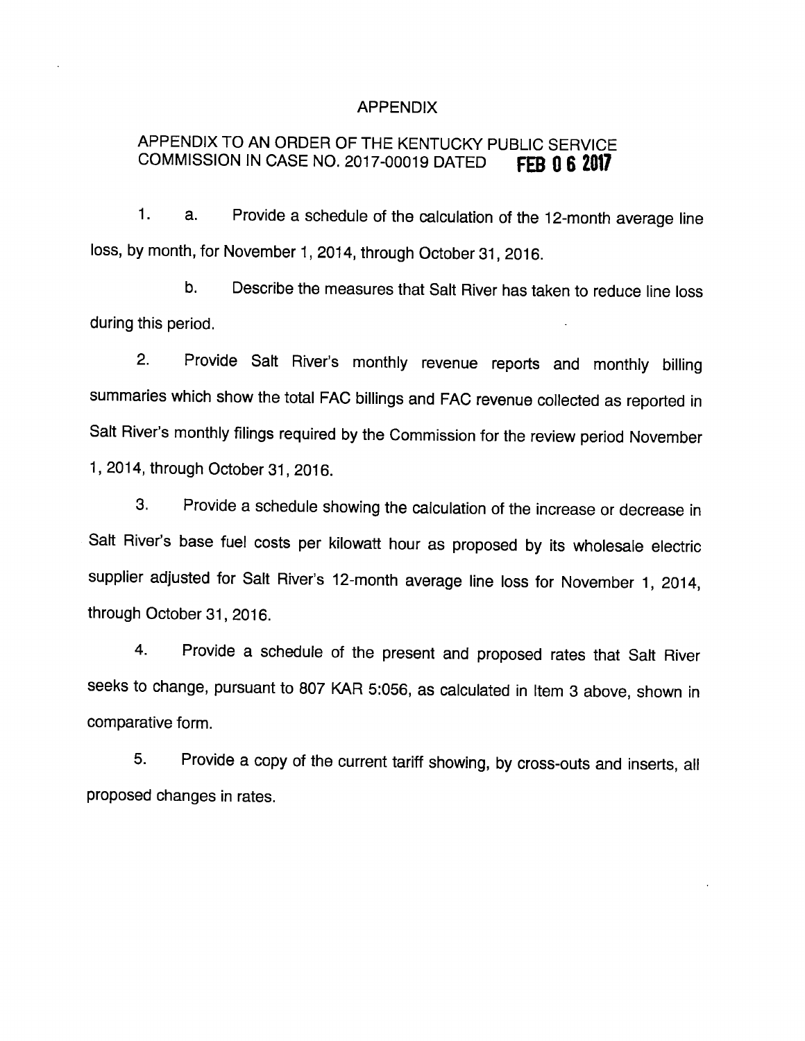# APPENDIX

## APPENDIX TO AN ORDER OF THE KENTUCKY PUBLIC SERVICE COMMISSION IN CASE NO. 2017-00019 DATED FEB 06 2017

1. a. Provide a schedule of the calculation of the 12-month average line loss, by month, for November 1, 2014, through October 31, 2016.

   b. Describe the measures that Salt River has taken to reduce line loss during this period.

2. Provide Salt River's monthly revenue reports and monthly billing summaries which show the total FAC billings and FAC revenue collected as reported in Salt River's monthly filings required by the Commission for the review period November 1, 2014, through October 31, 2016.

3. Provide a schedule showing the calculation of the increase or decrease in Salt River's base fuel costs per kilowatt hour as proposed by its wholesale electric supplier adjusted for Salt River's 12-month average line loss for November 1, 2014, through October 31, 2016.

4. Provide a schedule of the present and proposed rates that Salt River seeks to change, pursuant to 807 KAR 5:056, as calculated in Item 3 above, shown in comparative form.

5. Provide a copy of the current tariff showing, by cross-outs and inserts, all proposed changes in rates.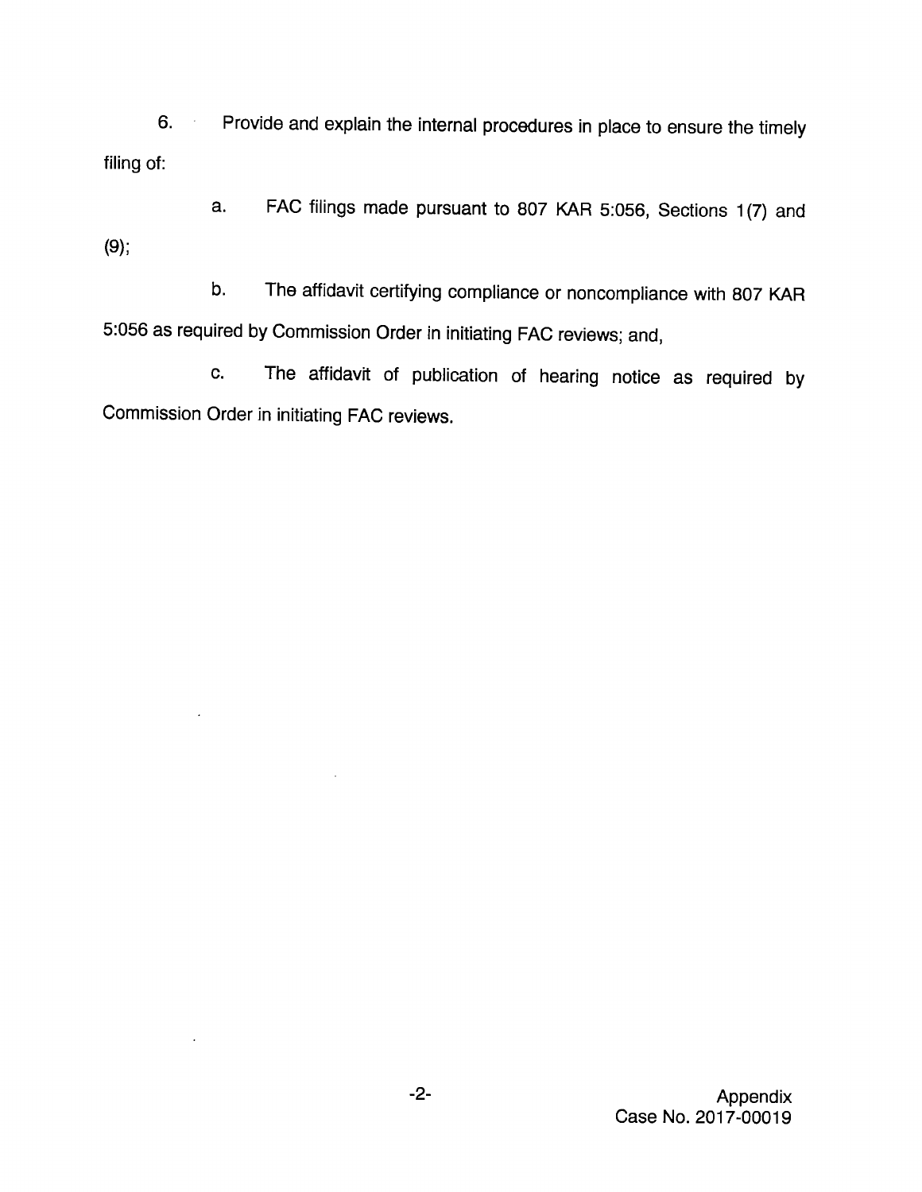6. Provide and explain the internal procedures in place to ensure the timely filing of:

   a. FAC filings made pursuant to 807 KAR 5:056, Sections 1(7) and (9);

   b. The affidavit certifying compliance or noncompliance with 807 KAR 5:056 as required by Commission Order in initiating FAC reviews; and,

   c. The affidavit of publication of hearing notice as required by Commission Order in initiating FAC reviews.

Appendix
Case No. 2017-00019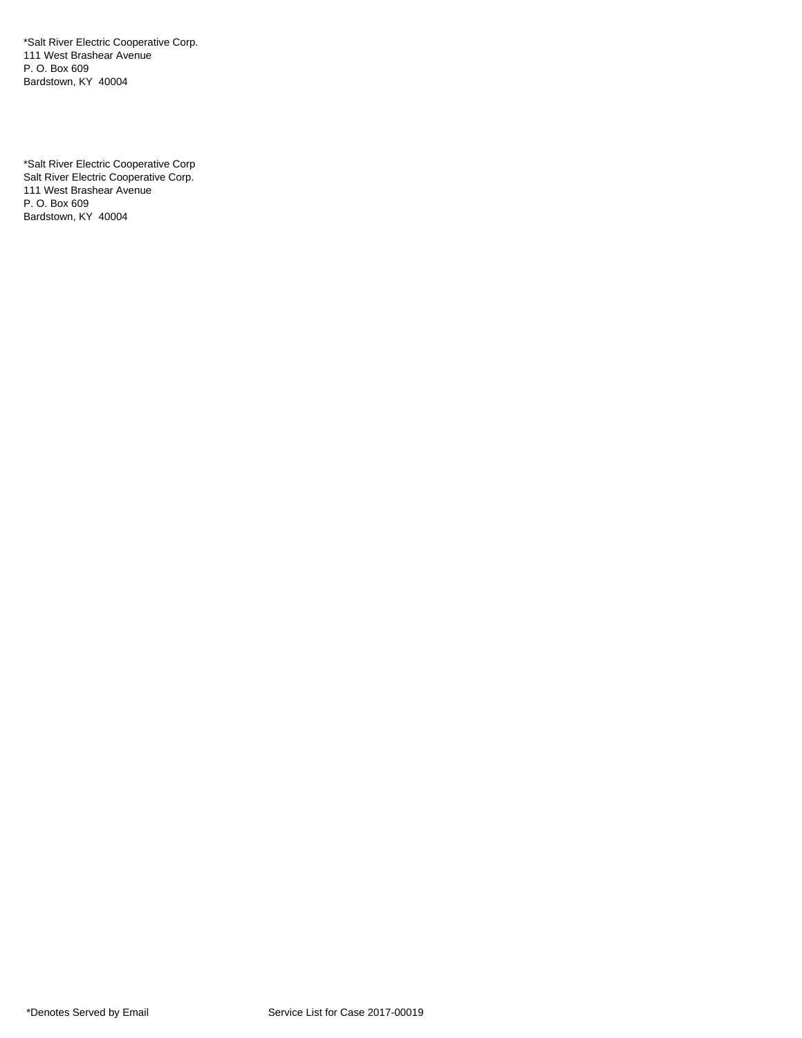*Salt River Electric Cooperative Corp.
111 West Brashear Avenue
P. O. Box 609
Bardstown, KY  40004

*Salt River Electric Cooperative Corp
Salt River Electric Cooperative Corp.
111 West Brashear Avenue
P. O. Box 609
Bardstown, KY  40004

*Denotes Served by Email

Service List for Case 2017-00019